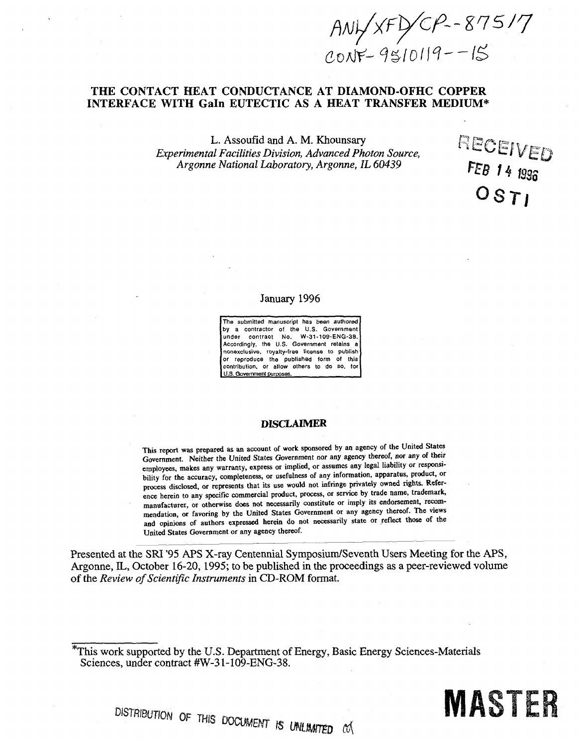ANL/XFD/CP--87517
CONF-9510119--15

# THE CONTACT HEAT CONDUCTANCE AT DIAMOND-OFHC COPPER INTERFACE WITH GaIn EUTECTIC AS A HEAT TRANSFER MEDIUM*

L. Assoufid and A. M. Khounsary
*Experimental Facilities Division, Advanced Photon Source, Argonne National Laboratory, Argonne, IL 60439*

RECEIVED
FEB 14 1996
OSTI

January 1996

The submitted manuscript has been authored by a contractor of the U.S. Government under contract No. W-31-109-ENG-38. Accordingly, the U.S. Government retains a nonexclusive, royalty-free license to publish or reproduce the published form of this contribution, or allow others to do so, for U.S. Government purposes.

## DISCLAIMER

This report was prepared as an account of work sponsored by an agency of the United States Government. Neither the United States Government nor any agency thereof, nor any of their employees, makes any warranty, express or implied, or assumes any legal liability or responsibility for the accuracy, completeness, or usefulness of any information, apparatus, product, or process disclosed, or represents that its use would not infringe privately owned rights. Reference herein to any specific commercial product, process, or service by trade name, trademark, manufacturer, or otherwise does not necessarily constitute or imply its endorsement, recommendation, or favoring by the United States Government or any agency thereof. The views and opinions of authors expressed herein do not necessarily state or reflect those of the United States Government or any agency thereof.

Presented at the SRI '95 APS X-ray Centennial Symposium/Seventh Users Meeting for the APS, Argonne, IL, October 16-20, 1995; to be published in the proceedings as a peer-reviewed volume of the *Review of Scientific Instruments* in CD-ROM format.

*This work supported by the U.S. Department of Energy, Basic Energy Sciences-Materials Sciences, under contract #W-31-109-ENG-38.

DISTRIBUTION OF THIS DOCUMENT IS UNLIMITED

MASTER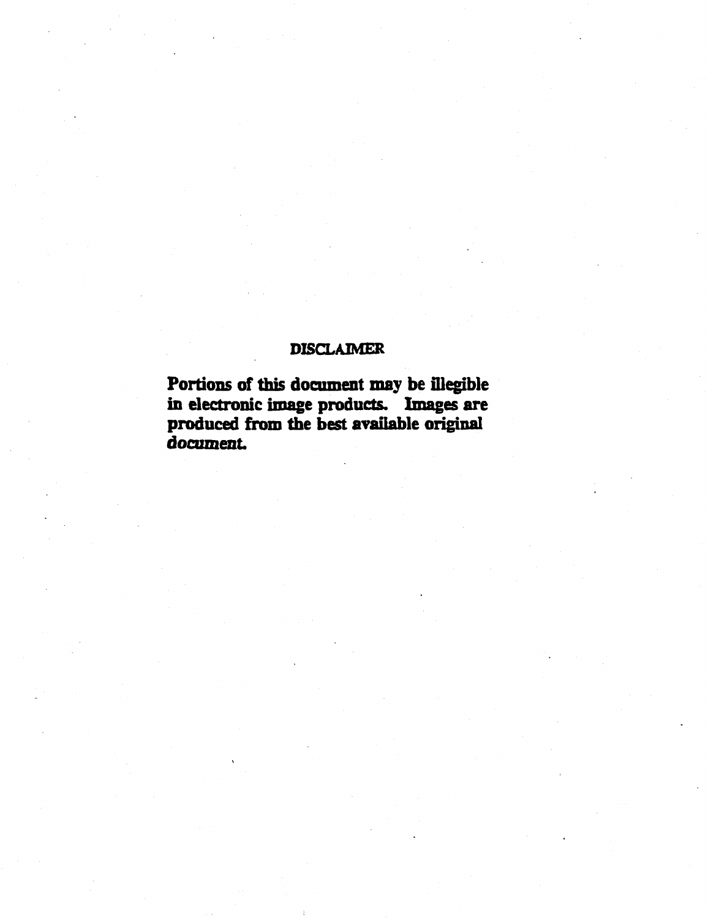# DISCLAIMER

**Portions of this document may be illegible in electronic image products. Images are produced from the best available original document.**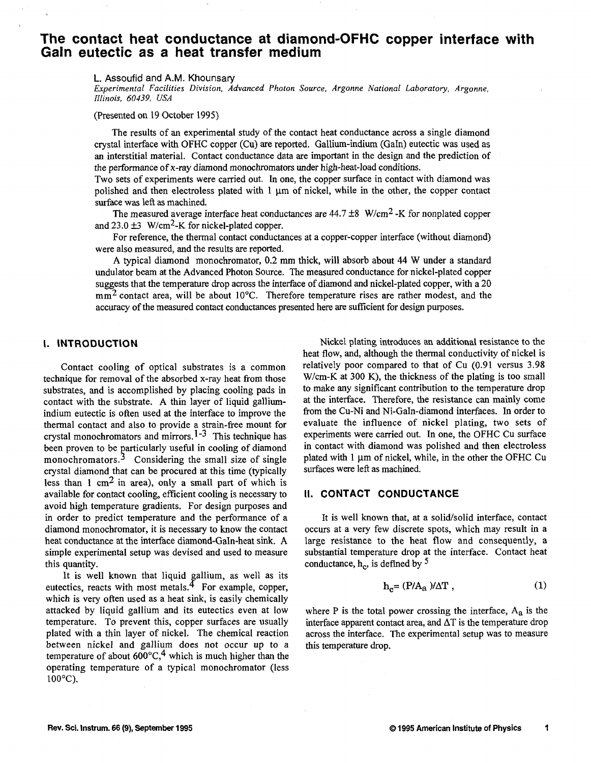# The contact heat conductance at diamond-OFHC copper interface with GaIn eutectic as a heat transfer medium

L. Assoufid and A.M. Khounsary

*Experimental Facilities Division, Advanced Photon Source, Argonne National Laboratory, Argonne, Illinois, 60439, USA*

(Presented on 19 October 1995)

The results of an experimental study of the contact heat conductance across a single diamond crystal interface with OFHC copper (Cu) are reported. Gallium-indium (GaIn) eutectic was used as an interstitial material. Contact conductance data are important in the design and the prediction of the performance of x-ray diamond monochromators under high-heat-load conditions.

Two sets of experiments were carried out. In one, the copper surface in contact with diamond was polished and then electroless plated with 1 μm of nickel, while in the other, the copper contact surface was left as machined.

The measured average interface heat conductances are 44.7 ±8 W/cm$^2$-K for nonplated copper and 23.0 ±3 W/cm$^2$-K for nickel-plated copper.

For reference, the thermal contact conductances at a copper-copper interface (without diamond) were also measured, and the results are reported.

A typical diamond monochromator, 0.2 mm thick, will absorb about 44 W under a standard undulator beam at the Advanced Photon Source. The measured conductance for nickel-plated copper suggests that the temperature drop across the interface of diamond and nickel-plated copper, with a 20 mm$^2$ contact area, will be about 10°C. Therefore temperature rises are rather modest, and the accuracy of the measured contact conductances presented here are sufficient for design purposes.

## I. INTRODUCTION

Contact cooling of optical substrates is a common technique for removal of the absorbed x-ray heat from those substrates, and is accomplished by placing cooling pads in contact with the substrate. A thin layer of liquid gallium-indium eutectic is often used at the interface to improve the thermal contact and also to provide a strain-free mount for crystal monochromators and mirrors.[1-3] This technique has been proven to be particularly useful in cooling of diamond monochromators.[3] Considering the small size of single crystal diamond that can be procured at this time (typically less than 1 cm$^2$ in area), only a small part of which is available for contact cooling, efficient cooling is necessary to avoid high temperature gradients. For design purposes and in order to predict temperature and the performance of a diamond monochromator, it is necessary to know the contact heat conductance at the interface diamond-GaIn-heat sink. A simple experimental setup was devised and used to measure this quantity.

It is well known that liquid gallium, as well as its eutectics, reacts with most metals.[4] For example, copper, which is very often used as a heat sink, is easily chemically attacked by liquid gallium and its eutectics even at low temperature. To prevent this, copper surfaces are usually plated with a thin layer of nickel. The chemical reaction between nickel and gallium does not occur up to a temperature of about 600°C,[4] which is much higher than the operating temperature of a typical monochromator (less 100°C).

Nickel plating introduces an additional resistance to the heat flow, and, although the thermal conductivity of nickel is relatively poor compared to that of Cu (0.91 versus 3.98 W/cm-K at 300 K), the thickness of the plating is too small to make any significant contribution to the temperature drop at the interface. Therefore, the resistance can mainly come from the Cu-Ni and Ni-GaIn-diamond interfaces. In order to evaluate the influence of nickel plating, two sets of experiments were carried out. In one, the OFHC Cu surface in contact with diamond was polished and then electroless plated with 1 μm of nickel, while, in the other the OFHC Cu surfaces were left as machined.

## II. CONTACT CONDUCTANCE

It is well known that, at a solid/solid interface, contact occurs at a very few discrete spots, which may result in a large resistance to the heat flow and consequently, a substantial temperature drop at the interface. Contact heat conductance, $h_c$, is defined by [5]

$$h_c = (P/A_a)/\Delta T , \tag{1}$$

where P is the total power crossing the interface, $A_a$ is the interface apparent contact area, and $\Delta T$ is the temperature drop across the interface. The experimental setup was to measure this temperature drop.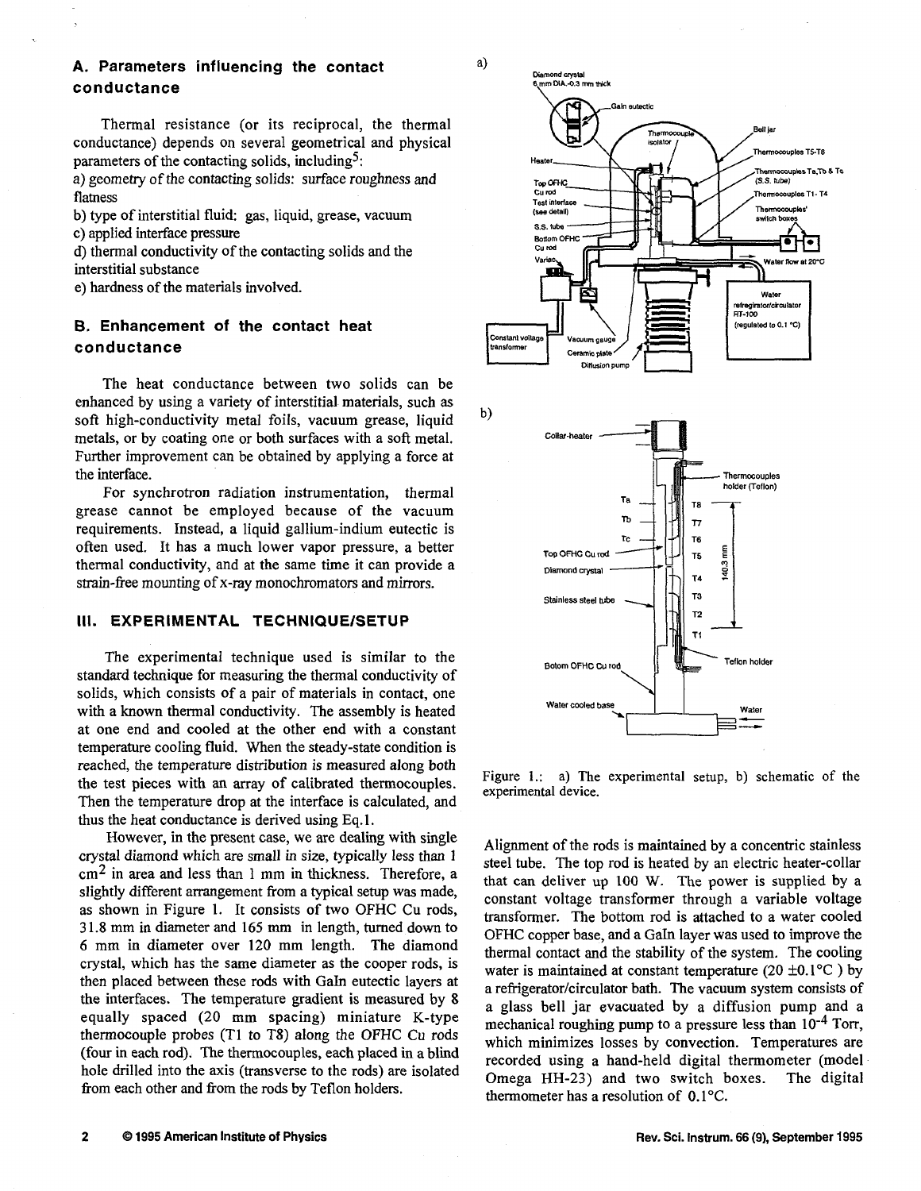## A. Parameters influencing the contact conductance

Thermal resistance (or its reciprocal, the thermal conductance) depends on several geometrical and physical parameters of the contacting solids, including[5]:

a) geometry of the contacting solids: surface roughness and flatness

b) type of interstitial fluid: gas, liquid, grease, vacuum

c) applied interface pressure

d) thermal conductivity of the contacting solids and the interstitial substance

e) hardness of the materials involved.

## B. Enhancement of the contact heat conductance

The heat conductance between two solids can be enhanced by using a variety of interstitial materials, such as soft high-conductivity metal foils, vacuum grease, liquid metals, or by coating one or both surfaces with a soft metal. Further improvement can be obtained by applying a force at the interface.

For synchrotron radiation instrumentation, thermal grease cannot be employed because of the vacuum requirements. Instead, a liquid gallium-indium eutectic is often used. It has a much lower vapor pressure, a better thermal conductivity, and at the same time it can provide a strain-free mounting of x-ray monochromators and mirrors.

# III. EXPERIMENTAL TECHNIQUE/SETUP

The experimental technique used is similar to the standard technique for measuring the thermal conductivity of solids, which consists of a pair of materials in contact, one with a known thermal conductivity. The assembly is heated at one end and cooled at the other end with a constant temperature cooling fluid. When the steady-state condition is reached, the temperature distribution is measured along both the test pieces with an array of calibrated thermocouples. Then the temperature drop at the interface is calculated, and thus the heat conductance is derived using Eq.1.

However, in the present case, we are dealing with single crystal diamond which are small in size, typically less than 1 $cm^2$ in area and less than 1 mm in thickness. Therefore, a slightly different arrangement from a typical setup was made, as shown in Figure 1. It consists of two OFHC Cu rods, 31.8 mm in diameter and 165 mm in length, turned down to 6 mm in diameter over 120 mm length. The diamond crystal, which has the same diameter as the cooper rods, is then placed between these rods with GaIn eutectic layers at the interfaces. The temperature gradient is measured by 8 equally spaced (20 mm spacing) miniature K-type thermocouple probes (T1 to T8) along the OFHC Cu rods (four in each rod). The thermocouples, each placed in a blind hole drilled into the axis (transverse to the rods) are isolated from each other and from the rods by Teflon holders.

Figure 1.: a) The experimental setup, b) schematic of the experimental device.

Alignment of the rods is maintained by a concentric stainless steel tube. The top rod is heated by an electric heater-collar that can deliver up 100 W. The power is supplied by a constant voltage transformer through a variable voltage transformer. The bottom rod is attached to a water cooled OFHC copper base, and a GaIn layer was used to improve the thermal contact and the stability of the system. The cooling water is maintained at constant temperature (20 ±0.1°C ) by a refrigerator/circulator bath. The vacuum system consists of a glass bell jar evacuated by a diffusion pump and a mechanical roughing pump to a pressure less than $10^{-4}$ Torr, which minimizes losses by convection. Temperatures are recorded using a hand-held digital thermometer (model Omega HH-23) and two switch boxes. The digital thermometer has a resolution of 0.1°C.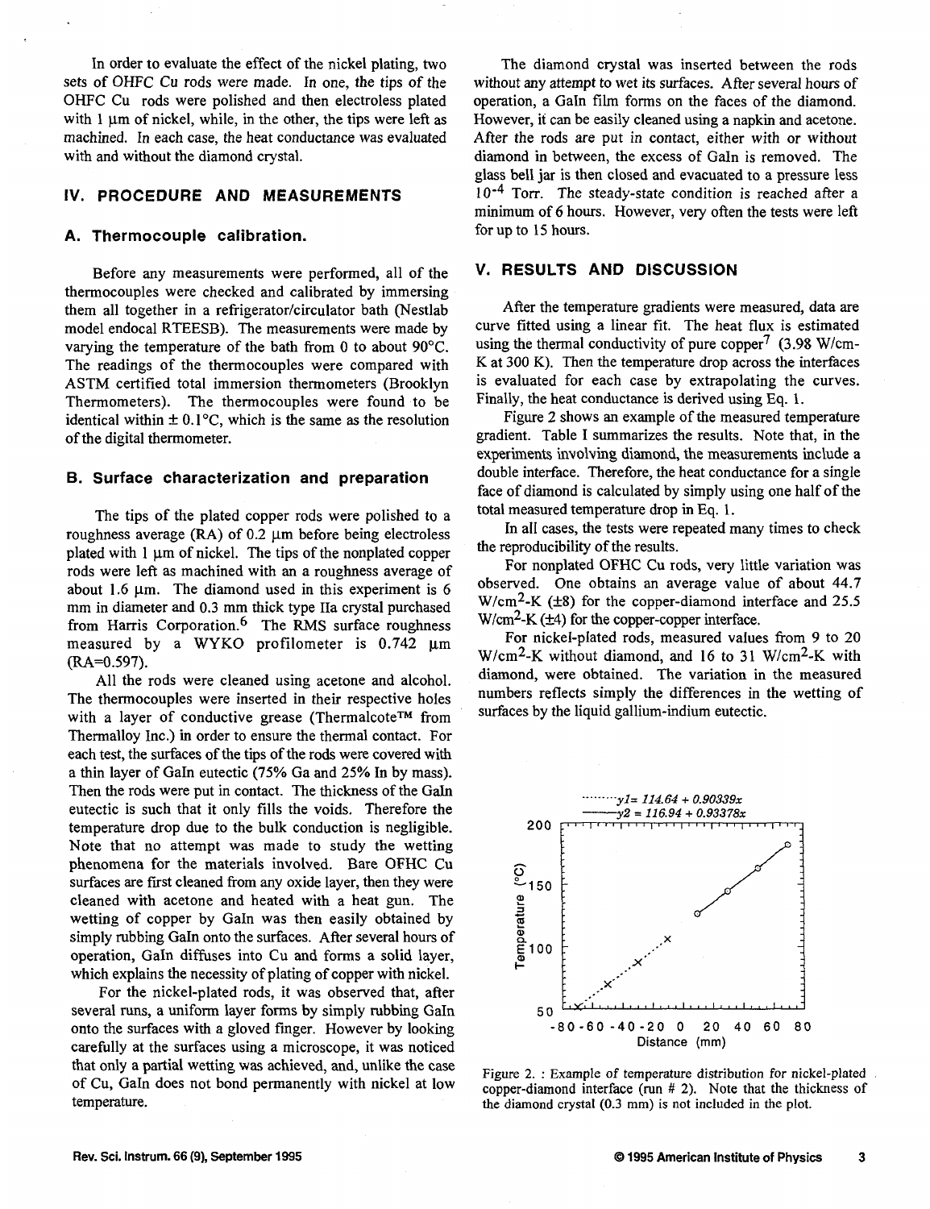In order to evaluate the effect of the nickel plating, two sets of OHFC Cu rods were made. In one, the tips of the OHFC Cu rods were polished and then electroless plated with 1 µm of nickel, while, in the other, the tips were left as machined. In each case, the heat conductance was evaluated with and without the diamond crystal.

## IV. PROCEDURE AND MEASUREMENTS

### A. Thermocouple calibration.

Before any measurements were performed, all of the thermocouples were checked and calibrated by immersing them all together in a refrigerator/circulator bath (Nestlab model endocal RTEESB). The measurements were made by varying the temperature of the bath from 0 to about 90°C. The readings of the thermocouples were compared with ASTM certified total immersion thermometers (Brooklyn Thermometers). The thermocouples were found to be identical within ± 0.1°C, which is the same as the resolution of the digital thermometer.

### B. Surface characterization and preparation

The tips of the plated copper rods were polished to a roughness average (RA) of 0.2 µm before being electroless plated with 1 µm of nickel. The tips of the nonplated copper rods were left as machined with an a roughness average of about 1.6 µm. The diamond used in this experiment is 6 mm in diameter and 0.3 mm thick type IIa crystal purchased from Harris Corporation.[6] The RMS surface roughness measured by a WYKO profilometer is 0.742 µm (RA=0.597).

All the rods were cleaned using acetone and alcohol. The thermocouples were inserted in their respective holes with a layer of conductive grease (Thermalcote™ from Thermalloy Inc.) in order to ensure the thermal contact. For each test, the surfaces of the tips of the rods were covered with a thin layer of GaIn eutectic (75% Ga and 25% In by mass). Then the rods were put in contact. The thickness of the GaIn eutectic is such that it only fills the voids. Therefore the temperature drop due to the bulk conduction is negligible. Note that no attempt was made to study the wetting phenomena for the materials involved. Bare OFHC Cu surfaces are first cleaned from any oxide layer, then they were cleaned with acetone and heated with a heat gun. The wetting of copper by GaIn was then easily obtained by simply rubbing GaIn onto the surfaces. After several hours of operation, GaIn diffuses into Cu and forms a solid layer, which explains the necessity of plating of copper with nickel.

For the nickel-plated rods, it was observed that, after several runs, a uniform layer forms by simply rubbing GaIn onto the surfaces with a gloved finger. However by looking carefully at the surfaces using a microscope, it was noticed that only a partial wetting was achieved, and, unlike the case of Cu, GaIn does not bond permanently with nickel at low temperature.

The diamond crystal was inserted between the rods without any attempt to wet its surfaces. After several hours of operation, a GaIn film forms on the faces of the diamond. However, it can be easily cleaned using a napkin and acetone. After the rods are put in contact, either with or without diamond in between, the excess of GaIn is removed. The glass bell jar is then closed and evacuated to a pressure less $10^{-4}$ Torr. The steady-state condition is reached after a minimum of 6 hours. However, very often the tests were left for up to 15 hours.

## V. RESULTS AND DISCUSSION

After the temperature gradients were measured, data are curve fitted using a linear fit. The heat flux is estimated using the thermal conductivity of pure copper[7] (3.98 W/cm-K at 300 K). Then the temperature drop across the interfaces is evaluated for each case by extrapolating the curves. Finally, the heat conductance is derived using Eq. 1.

Figure 2 shows an example of the measured temperature gradient. Table I summarizes the results. Note that, in the experiments involving diamond, the measurements include a double interface. Therefore, the heat conductance for a single face of diamond is calculated by simply using one half of the total measured temperature drop in Eq. 1.

In all cases, the tests were repeated many times to check the reproducibility of the results.

For nonplated OFHC Cu rods, very little variation was observed. One obtains an average value of about 44.7 $W/cm^2$-K (±8) for the copper-diamond interface and 25.5 $W/cm^2$-K (±4) for the copper-copper interface.

For nickel-plated rods, measured values from 9 to 20 $W/cm^2$-K without diamond, and 16 to 31 $W/cm^2$-K with diamond, were obtained. The variation in the measured numbers reflects simply the differences in the wetting of surfaces by the liquid gallium-indium eutectic.

Figure 2. : Example of temperature distribution for nickel-plated copper-diamond interface (run # 2). Note that the thickness of the diamond crystal (0.3 mm) is not included in the plot.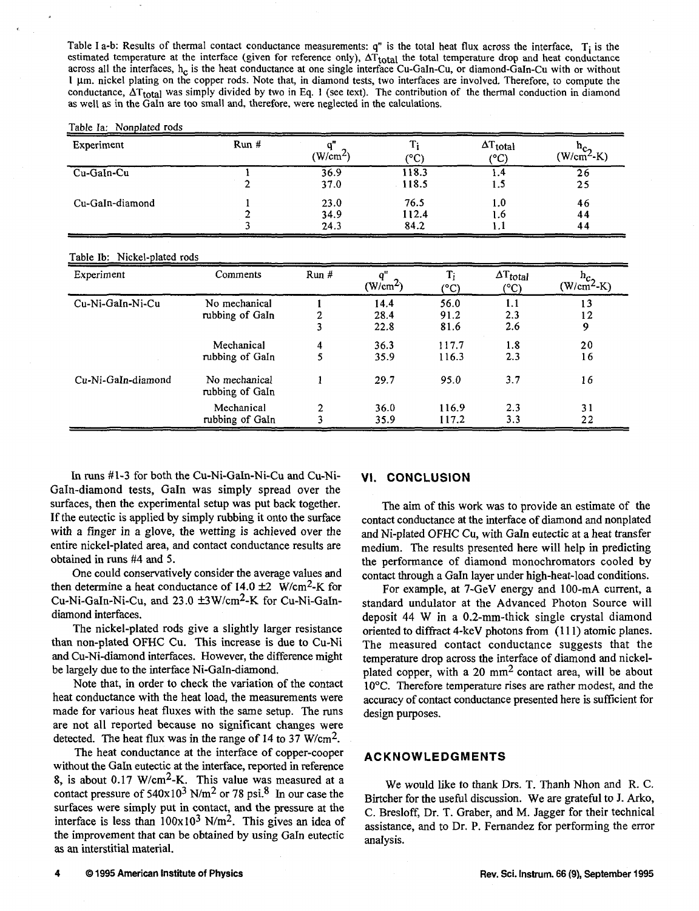Table I a-b: Results of thermal contact conductance measurements: q" is the total heat flux across the interface, $T_i$ is the estimated temperature at the interface (given for reference only), $\Delta T_{total}$ the total temperature drop and heat conductance across all the interfaces, $h_c$ is the heat conductance at one single interface Cu-GaIn-Cu, or diamond-GaIn-Cu with or without 1 µm. nickel plating on the copper rods. Note that, in diamond tests, two interfaces are involved. Therefore, to compute the conductance, $\Delta T_{total}$ was simply divided by two in Eq. 1 (see text). The contribution of the thermal conduction in diamond as well as in the GaIn are too small and, therefore, were neglected in the calculations.

Table Ia: Nonplated rods

| Experiment | Run # | q" (W/cm$^2$) | $T_i$ (°C) | $\Delta T_{total}$ (°C) | $h_c$ (W/cm$^2$-K) |
|---|---|---|---|---|---|
| Cu-GaIn-Cu | 1 | 36.9 | 118.3 | 1.4 | 26 |
| | 2 | 37.0 | 118.5 | 1.5 | 25 |
| Cu-GaIn-diamond | 1 | 23.0 | 76.5 | 1.0 | 46 |
| | 2 | 34.9 | 112.4 | 1.6 | 44 |
| | 3 | 24.3 | 84.2 | 1.1 | 44 |

Table Ib: Nickel-plated rods

| Experiment | Comments | Run # | q" (W/cm$^2$) | $T_i$ (°C) | $\Delta T_{total}$ (°C) | $h_c$ (W/cm$^2$-K) |
|---|---|---|---|---|---|---|
| Cu-Ni-GaIn-Ni-Cu | No mechanical rubbing of GaIn | 1 | 14.4 | 56.0 | 1.1 | 13 |
| | | 2 | 28.4 | 91.2 | 2.3 | 12 |
| | | 3 | 22.8 | 81.6 | 2.6 | 9 |
| | Mechanical rubbing of GaIn | 4 | 36.3 | 117.7 | 1.8 | 20 |
| | | 5 | 35.9 | 116.3 | 2.3 | 16 |
| Cu-Ni-GaIn-diamond | No mechanical rubbing of GaIn | 1 | 29.7 | 95.0 | 3.7 | 16 |
| | Mechanical rubbing of GaIn | 2 | 36.0 | 116.9 | 2.3 | 31 |
| | | 3 | 35.9 | 117.2 | 3.3 | 22 |

In runs #1-3 for both the Cu-Ni-GaIn-Ni-Cu and Cu-Ni-GaIn-diamond tests, GaIn was simply spread over the surfaces, then the experimental setup was put back together. If the eutectic is applied by simply rubbing it onto the surface with a finger in a glove, the wetting is achieved over the entire nickel-plated area, and contact conductance results are obtained in runs #4 and 5.

One could conservatively consider the average values and then determine a heat conductance of 14.0 ±2 W/cm$^2$-K for Cu-Ni-GaIn-Ni-Cu, and 23.0 ±3W/cm$^2$-K for Cu-Ni-GaIn-diamond interfaces.

The nickel-plated rods give a slightly larger resistance than non-plated OFHC Cu. This increase is due to Cu-Ni and Cu-Ni-diamond interfaces. However, the difference might be largely due to the interface Ni-GaIn-diamond.

Note that, in order to check the variation of the contact heat conductance with the heat load, the measurements were made for various heat fluxes with the same setup. The runs are not all reported because no significant changes were detected. The heat flux was in the range of 14 to 37 W/cm$^2$.

The heat conductance at the interface of copper-cooper without the GaIn eutectic at the interface, reported in reference 8, is about 0.17 W/cm$^2$-K. This value was measured at a contact pressure of 540x10$^3$ N/m$^2$ or 78 psi.[8] In our case the surfaces were simply put in contact, and the pressure at the interface is less than 100x10$^3$ N/m$^2$. This gives an idea of the improvement that can be obtained by using GaIn eutectic as an interstitial material.

## VI. CONCLUSION

The aim of this work was to provide an estimate of the contact conductance at the interface of diamond and nonplated and Ni-plated OFHC Cu, with GaIn eutectic at a heat transfer medium. The results presented here will help in predicting the performance of diamond monochromators cooled by contact through a GaIn layer under high-heat-load conditions.

For example, at 7-GeV energy and 100-mA current, a standard undulator at the Advanced Photon Source will deposit 44 W in a 0.2-mm-thick single crystal diamond oriented to diffract 4-keV photons from (111) atomic planes. The measured contact conductance suggests that the temperature drop across the interface of diamond and nickel-plated copper, with a 20 mm$^2$ contact area, will be about 10°C. Therefore temperature rises are rather modest, and the accuracy of contact conductance presented here is sufficient for design purposes.

## ACKNOWLEDGMENTS

We would like to thank Drs. T. Thanh Nhon and R. C. Birtcher for the useful discussion. We are grateful to J. Arko, C. Bresloff, Dr. T. Graber, and M. Jagger for their technical assistance, and to Dr. P. Fernandez for performing the error analysis.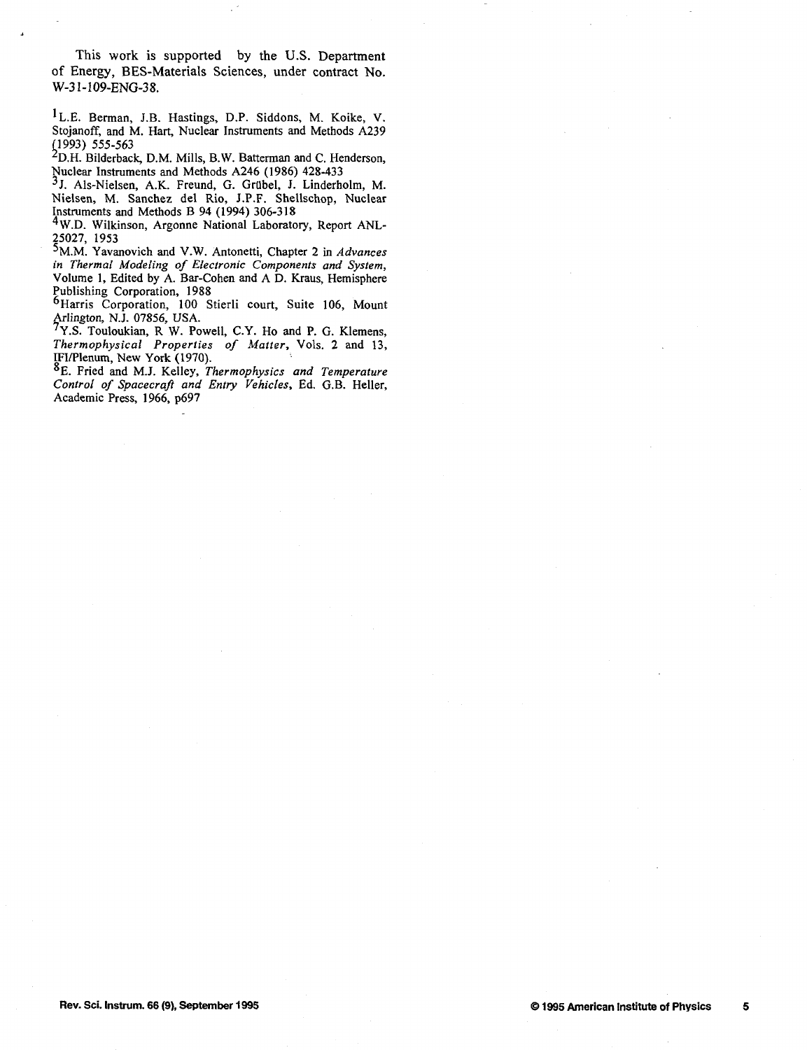This work is supported by the U.S. Department of Energy, BES-Materials Sciences, under contract No. W-31-109-ENG-38.

[1] L.E. Berman, J.B. Hastings, D.P. Siddons, M. Koike, V. Stojanoff, and M. Hart, Nuclear Instruments and Methods A239 (1993) 555-563

[2] D.H. Bilderback, D.M. Mills, B.W. Batterman and C. Henderson, Nuclear Instruments and Methods A246 (1986) 428-433

[3] J. Als-Nielsen, A.K. Freund, G. Grübel, J. Linderholm, M. Nielsen, M. Sanchez del Rio, J.P.F. Shellschop, Nuclear Instruments and Methods B 94 (1994) 306-318

[4] W.D. Wilkinson, Argonne National Laboratory, Report ANL-25027, 1953

[5] M.M. Yavanovich and V.W. Antonetti, Chapter 2 in *Advances in Thermal Modeling of Electronic Components and System*, Volume 1, Edited by A. Bar-Cohen and A D. Kraus, Hemisphere Publishing Corporation, 1988

[6] Harris Corporation, 100 Stierli court, Suite 106, Mount Arlington, N.J. 07856, USA.

[7] Y.S. Touloukian, R W. Powell, C.Y. Ho and P. G. Klemens, *Thermophysical Properties of Matter*, Vols. 2 and 13, IFI/Plenum, New York (1970).

[8] E. Fried and M.J. Kelley, *Thermophysics and Temperature Control of Spacecraft and Entry Vehicles*, Ed. G.B. Heller, Academic Press, 1966, p697